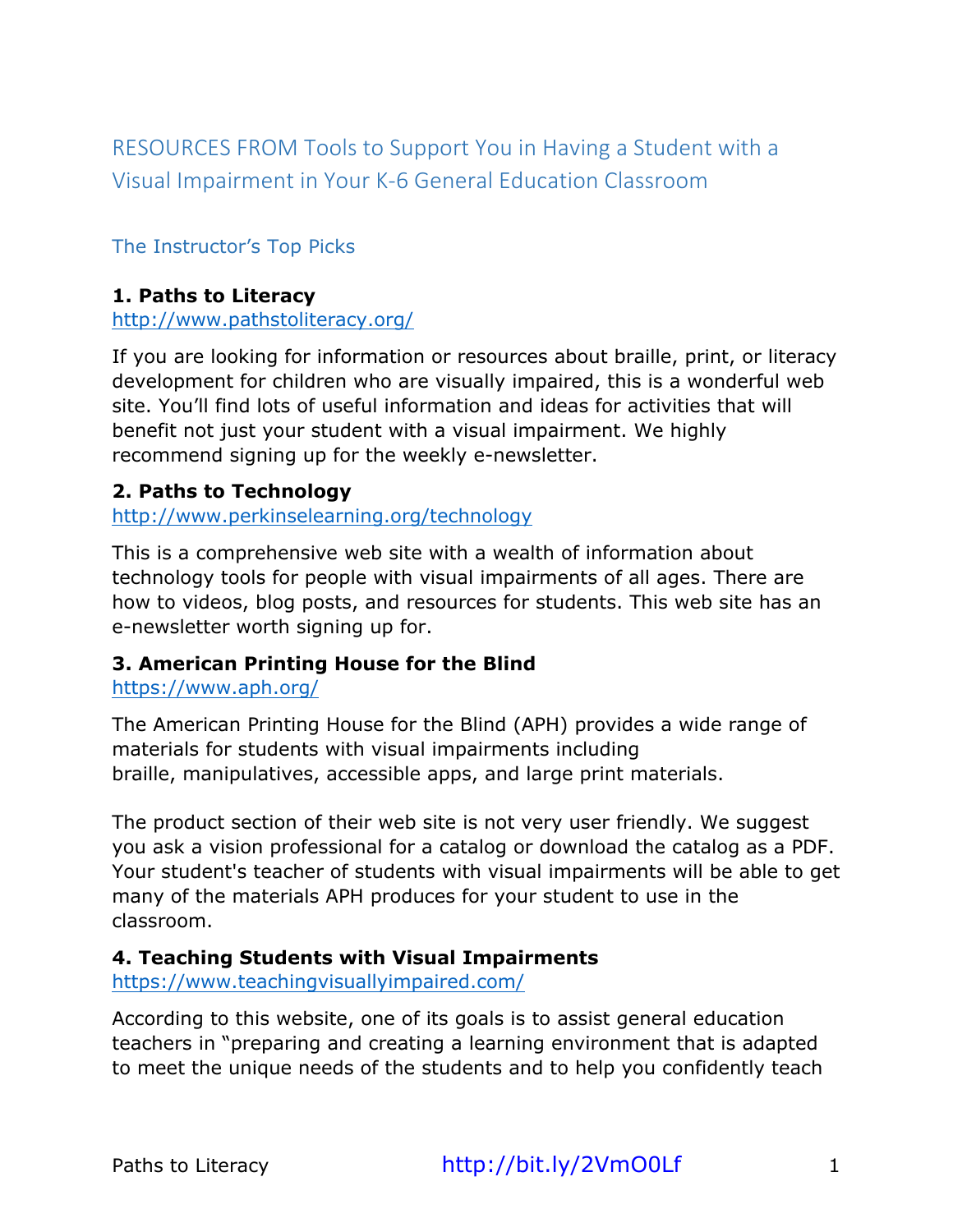# RESOURCES FROM Tools to Support You in Having a Student with a Visual Impairment in Your K-6 General Education Classroom

## The Instructor's Top Picks

**1. Paths to Literacy**
http://www.pathstoliteracy.org/

If you are looking for information or resources about braille, print, or literacy development for children who are visually impaired, this is a wonderful web site. You'll find lots of useful information and ideas for activities that will benefit not just your student with a visual impairment. We highly recommend signing up for the weekly e-newsletter.

**2. Paths to Technology**
http://www.perkinselearning.org/technology

This is a comprehensive web site with a wealth of information about technology tools for people with visual impairments of all ages. There are how to videos, blog posts, and resources for students. This web site has an e-newsletter worth signing up for.

**3. American Printing House for the Blind**
https://www.aph.org/

The American Printing House for the Blind (APH) provides a wide range of materials for students with visual impairments including braille, manipulatives, accessible apps, and large print materials.

The product section of their web site is not very user friendly. We suggest you ask a vision professional for a catalog or download the catalog as a PDF. Your student's teacher of students with visual impairments will be able to get many of the materials APH produces for your student to use in the classroom.

**4. Teaching Students with Visual Impairments**
https://www.teachingvisuallyimpaired.com/

According to this website, one of its goals is to assist general education teachers in "preparing and creating a learning environment that is adapted to meet the unique needs of the students and to help you confidently teach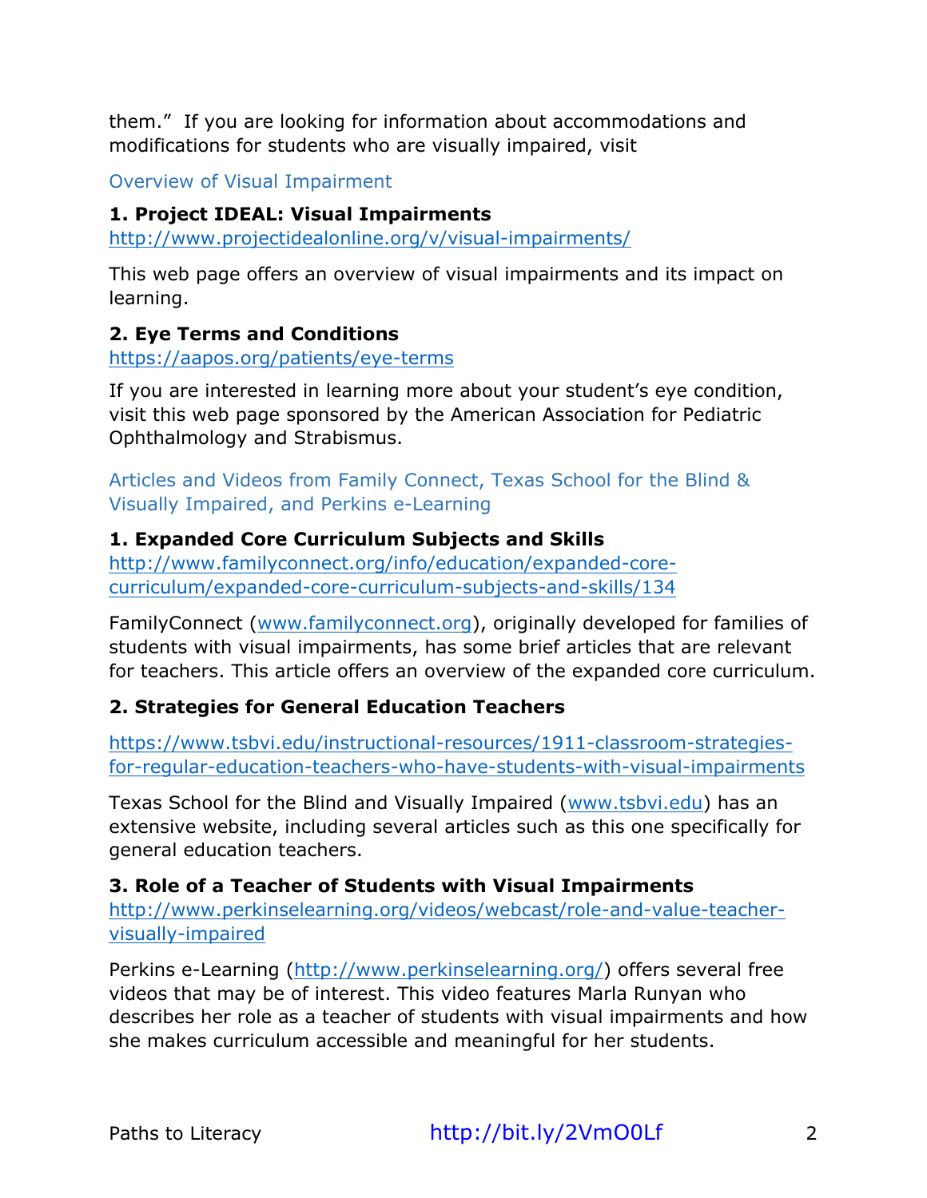them." If you are looking for information about accommodations and modifications for students who are visually impaired, visit

## Overview of Visual Impairment

**1. Project IDEAL: Visual Impairments**
http://www.projectidealonline.org/v/visual-impairments/

This web page offers an overview of visual impairments and its impact on learning.

**2. Eye Terms and Conditions**
https://aapos.org/patients/eye-terms

If you are interested in learning more about your student's eye condition, visit this web page sponsored by the American Association for Pediatric Ophthalmology and Strabismus.

## Articles and Videos from Family Connect, Texas School for the Blind & Visually Impaired, and Perkins e-Learning

**1. Expanded Core Curriculum Subjects and Skills**
http://www.familyconnect.org/info/education/expanded-core-curriculum/expanded-core-curriculum-subjects-and-skills/134

FamilyConnect (www.familyconnect.org), originally developed for families of students with visual impairments, has some brief articles that are relevant for teachers. This article offers an overview of the expanded core curriculum.

**2. Strategies for General Education Teachers**

https://www.tsbvi.edu/instructional-resources/1911-classroom-strategies-for-regular-education-teachers-who-have-students-with-visual-impairments

Texas School for the Blind and Visually Impaired (www.tsbvi.edu) has an extensive website, including several articles such as this one specifically for general education teachers.

**3. Role of a Teacher of Students with Visual Impairments**
http://www.perkinselearning.org/videos/webcast/role-and-value-teacher-visually-impaired

Perkins e-Learning (http://www.perkinselearning.org/) offers several free videos that may be of interest. This video features Marla Runyan who describes her role as a teacher of students with visual impairments and how she makes curriculum accessible and meaningful for her students.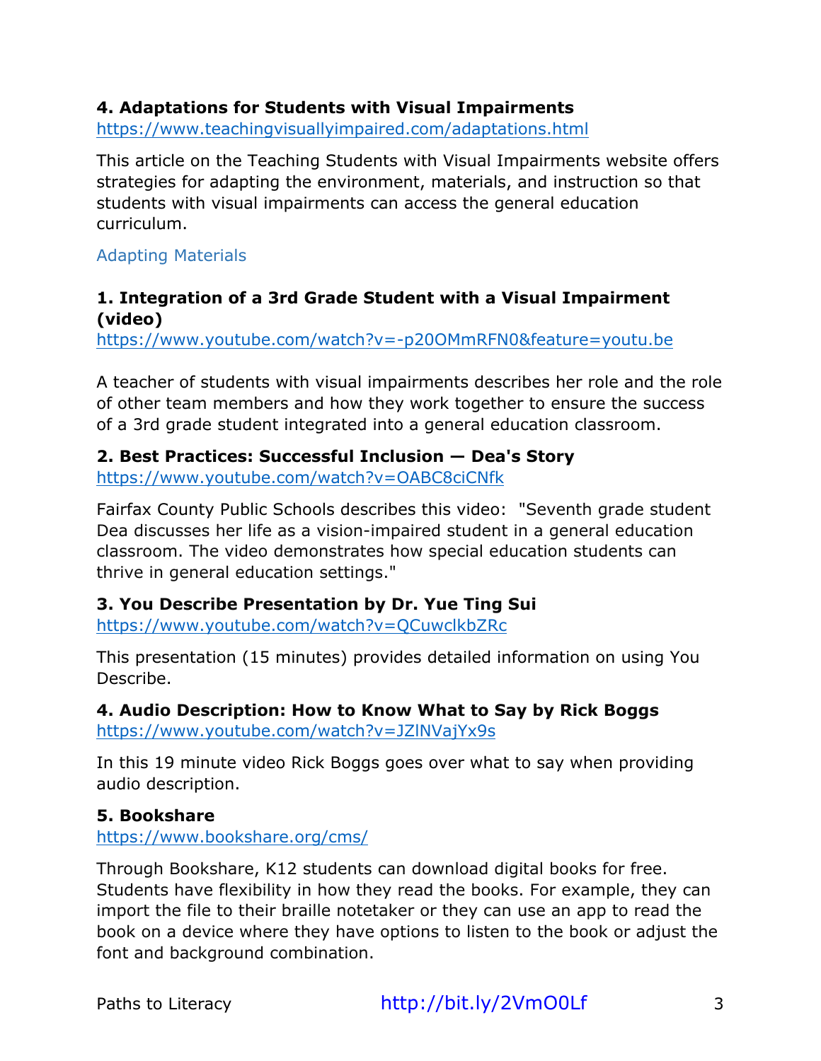**4. Adaptations for Students with Visual Impairments**
https://www.teachingvisuallyimpaired.com/adaptations.html

This article on the Teaching Students with Visual Impairments website offers strategies for adapting the environment, materials, and instruction so that students with visual impairments can access the general education curriculum.

## Adapting Materials

**1. Integration of a 3rd Grade Student with a Visual Impairment (video)**
https://www.youtube.com/watch?v=-p20OMmRFN0&feature=youtu.be

A teacher of students with visual impairments describes her role and the role of other team members and how they work together to ensure the success of a 3rd grade student integrated into a general education classroom.

**2. Best Practices: Successful Inclusion — Dea's Story**
https://www.youtube.com/watch?v=OABC8ciCNfk

Fairfax County Public Schools describes this video: "Seventh grade student Dea discusses her life as a vision-impaired student in a general education classroom. The video demonstrates how special education students can thrive in general education settings."

**3. You Describe Presentation by Dr. Yue Ting Sui**
https://www.youtube.com/watch?v=QCuwclkbZRc

This presentation (15 minutes) provides detailed information on using You Describe.

**4. Audio Description: How to Know What to Say by Rick Boggs**
https://www.youtube.com/watch?v=JZlNVajYx9s

In this 19 minute video Rick Boggs goes over what to say when providing audio description.

**5. Bookshare**
https://www.bookshare.org/cms/

Through Bookshare, K12 students can download digital books for free. Students have flexibility in how they read the books. For example, they can import the file to their braille notetaker or they can use an app to read the book on a device where they have options to listen to the book or adjust the font and background combination.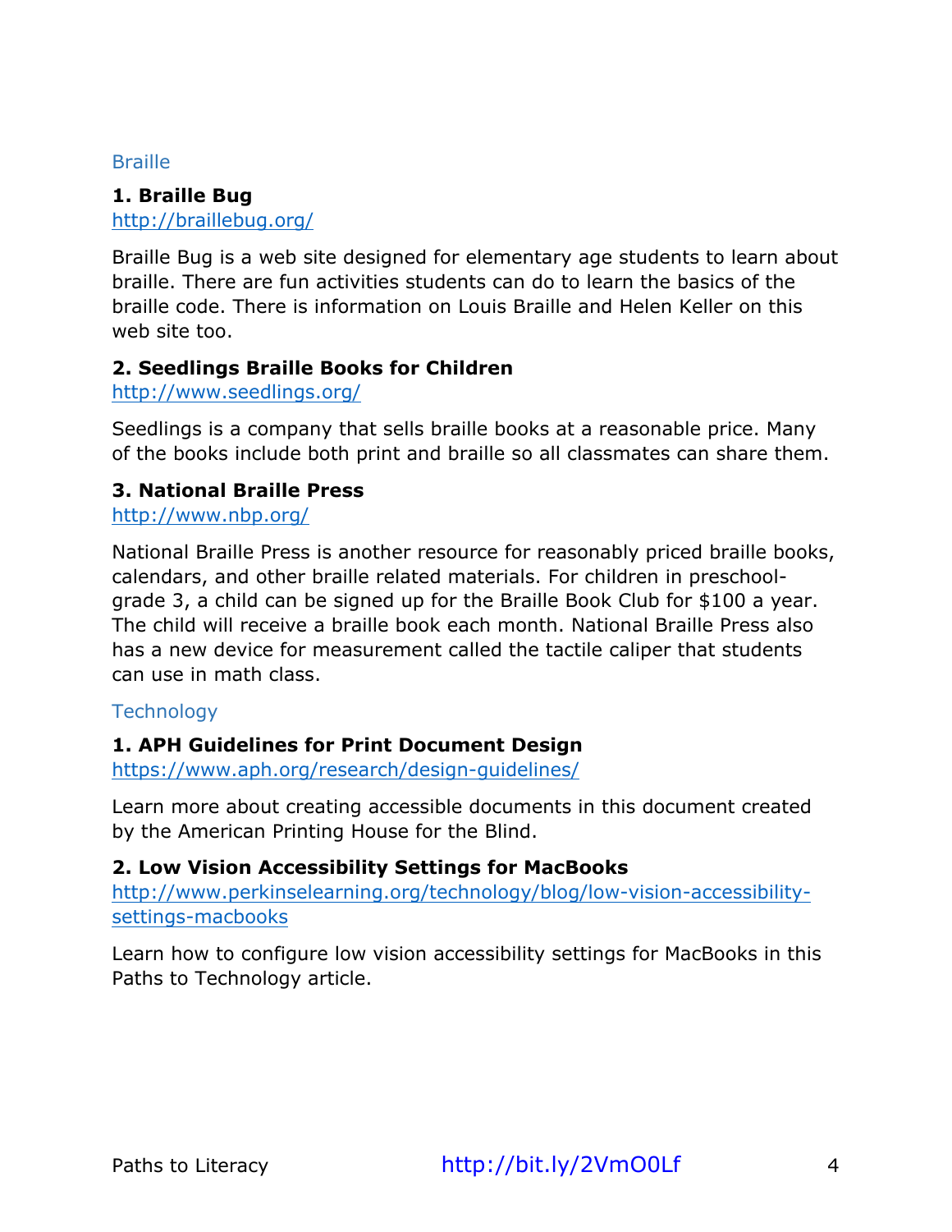## Braille

**1. Braille Bug**
http://braillebug.org/

Braille Bug is a web site designed for elementary age students to learn about braille. There are fun activities students can do to learn the basics of the braille code. There is information on Louis Braille and Helen Keller on this web site too.

**2. Seedlings Braille Books for Children**
http://www.seedlings.org/

Seedlings is a company that sells braille books at a reasonable price. Many of the books include both print and braille so all classmates can share them.

**3. National Braille Press**
http://www.nbp.org/

National Braille Press is another resource for reasonably priced braille books, calendars, and other braille related materials. For children in preschool-grade 3, a child can be signed up for the Braille Book Club for $100 a year. The child will receive a braille book each month. National Braille Press also has a new device for measurement called the tactile caliper that students can use in math class.

## Technology

**1. APH Guidelines for Print Document Design**
https://www.aph.org/research/design-guidelines/

Learn more about creating accessible documents in this document created by the American Printing House for the Blind.

**2. Low Vision Accessibility Settings for MacBooks**
http://www.perkinselearning.org/technology/blog/low-vision-accessibility-settings-macbooks

Learn how to configure low vision accessibility settings for MacBooks in this Paths to Technology article.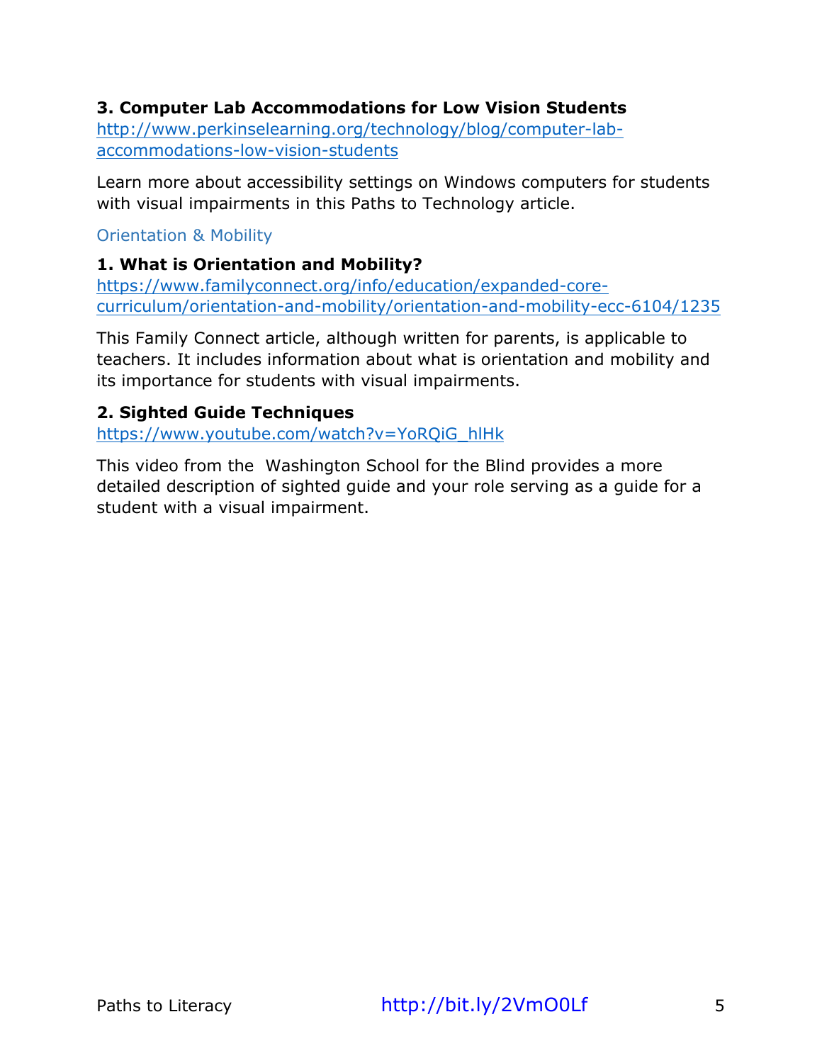**3. Computer Lab Accommodations for Low Vision Students**
http://www.perkinselearning.org/technology/blog/computer-lab-accommodations-low-vision-students

Learn more about accessibility settings on Windows computers for students with visual impairments in this Paths to Technology article.

## Orientation & Mobility

**1. What is Orientation and Mobility?**
https://www.familyconnect.org/info/education/expanded-core-curriculum/orientation-and-mobility/orientation-and-mobility-ecc-6104/1235

This Family Connect article, although written for parents, is applicable to teachers. It includes information about what is orientation and mobility and its importance for students with visual impairments.

**2. Sighted Guide Techniques**
https://www.youtube.com/watch?v=YoRQiG_hlHk

This video from the Washington School for the Blind provides a more detailed description of sighted guide and your role serving as a guide for a student with a visual impairment.